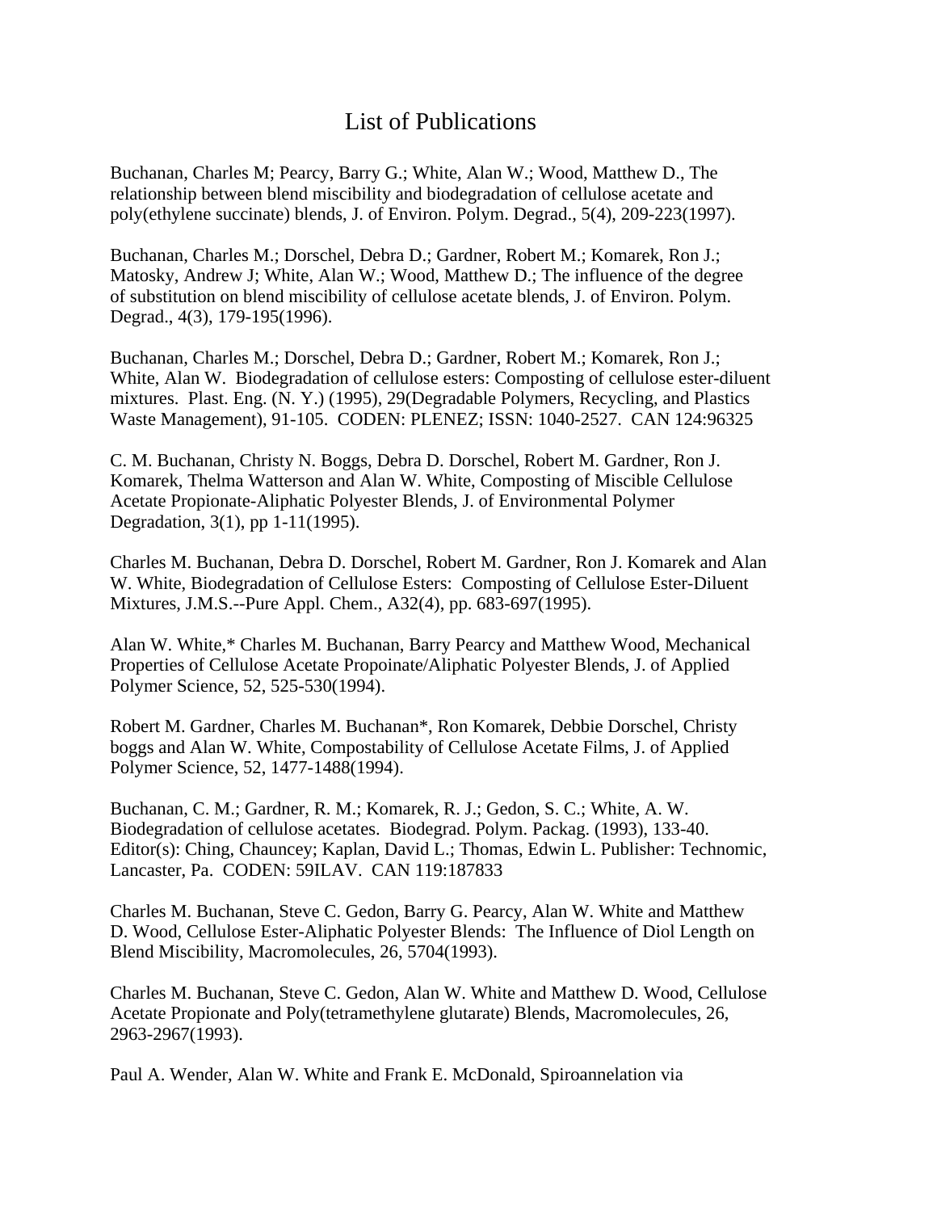# List of Publications

Buchanan, Charles M; Pearcy, Barry G.; White, Alan W.; Wood, Matthew D., The relationship between blend miscibility and biodegradation of cellulose acetate and poly(ethylene succinate) blends, J. of Environ. Polym. Degrad., 5(4), 209-223(1997).

Buchanan, Charles M.; Dorschel, Debra D.; Gardner, Robert M.; Komarek, Ron J.; Matosky, Andrew J; White, Alan W.; Wood, Matthew D.; The influence of the degree of substitution on blend miscibility of cellulose acetate blends, J. of Environ. Polym. Degrad., 4(3), 179-195(1996).

Buchanan, Charles M.; Dorschel, Debra D.; Gardner, Robert M.; Komarek, Ron J.; White, Alan W. Biodegradation of cellulose esters: Composting of cellulose ester-diluent mixtures. Plast. Eng. (N. Y.) (1995), 29(Degradable Polymers, Recycling, and Plastics Waste Management), 91-105. CODEN: PLENEZ; ISSN: 1040-2527. CAN 124:96325

C. M. Buchanan, Christy N. Boggs, Debra D. Dorschel, Robert M. Gardner, Ron J. Komarek, Thelma Watterson and Alan W. White, Composting of Miscible Cellulose Acetate Propionate-Aliphatic Polyester Blends, J. of Environmental Polymer Degradation, 3(1), pp 1-11(1995).

Charles M. Buchanan, Debra D. Dorschel, Robert M. Gardner, Ron J. Komarek and Alan W. White, Biodegradation of Cellulose Esters: Composting of Cellulose Ester-Diluent Mixtures, J.M.S.--Pure Appl. Chem., A32(4), pp. 683-697(1995).

Alan W. White,* Charles M. Buchanan, Barry Pearcy and Matthew Wood, Mechanical Properties of Cellulose Acetate Propoinate/Aliphatic Polyester Blends, J. of Applied Polymer Science, 52, 525-530(1994).

Robert M. Gardner, Charles M. Buchanan*, Ron Komarek, Debbie Dorschel, Christy boggs and Alan W. White, Compostability of Cellulose Acetate Films, J. of Applied Polymer Science, 52, 1477-1488(1994).

Buchanan, C. M.; Gardner, R. M.; Komarek, R. J.; Gedon, S. C.; White, A. W. Biodegradation of cellulose acetates. Biodegrad. Polym. Packag. (1993), 133-40. Editor(s): Ching, Chauncey; Kaplan, David L.; Thomas, Edwin L. Publisher: Technomic, Lancaster, Pa. CODEN: 59ILAV. CAN 119:187833

Charles M. Buchanan, Steve C. Gedon, Barry G. Pearcy, Alan W. White and Matthew D. Wood, Cellulose Ester-Aliphatic Polyester Blends: The Influence of Diol Length on Blend Miscibility, Macromolecules, 26, 5704(1993).

Charles M. Buchanan, Steve C. Gedon, Alan W. White and Matthew D. Wood, Cellulose Acetate Propionate and Poly(tetramethylene glutarate) Blends, Macromolecules, 26, 2963-2967(1993).

Paul A. Wender, Alan W. White and Frank E. McDonald, Spiroannelation via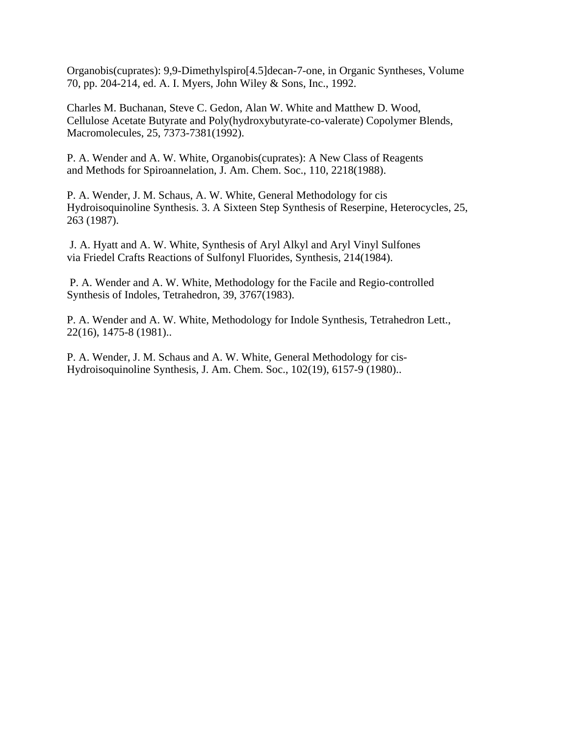Organobis(cuprates): 9,9-Dimethylspiro[4.5]decan-7-one, in Organic Syntheses, Volume 70, pp. 204-214, ed. A. I. Myers, John Wiley & Sons, Inc., 1992.

Charles M. Buchanan, Steve C. Gedon, Alan W. White and Matthew D. Wood, Cellulose Acetate Butyrate and Poly(hydroxybutyrate-co-valerate) Copolymer Blends, Macromolecules, 25, 7373-7381(1992).

P. A. Wender and A. W. White, Organobis(cuprates): A New Class of Reagents and Methods for Spiroannelation, J. Am. Chem. Soc., 110, 2218(1988).

P. A. Wender, J. M. Schaus, A. W. White, General Methodology for cis Hydroisoquinoline Synthesis. 3. A Sixteen Step Synthesis of Reserpine, Heterocycles, 25, 263 (1987).

J. A. Hyatt and A. W. White, Synthesis of Aryl Alkyl and Aryl Vinyl Sulfones via Friedel Crafts Reactions of Sulfonyl Fluorides, Synthesis, 214(1984).

P. A. Wender and A. W. White, Methodology for the Facile and Regio-controlled Synthesis of Indoles, Tetrahedron, 39, 3767(1983).

P. A. Wender and A. W. White, Methodology for Indole Synthesis, Tetrahedron Lett., 22(16), 1475-8 (1981)..

P. A. Wender, J. M. Schaus and A. W. White, General Methodology for cis-Hydroisoquinoline Synthesis, J. Am. Chem. Soc., 102(19), 6157-9 (1980)..